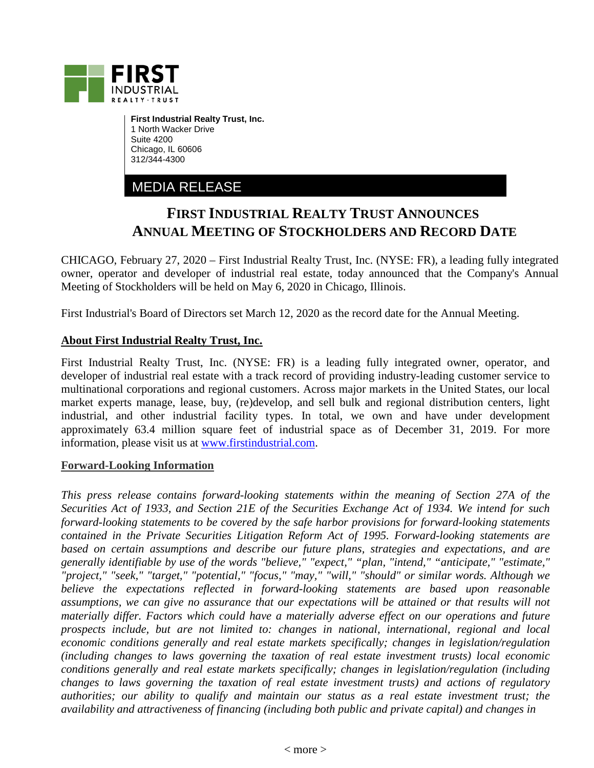**First Industrial Realty Trust, Inc.**
1 North Wacker Drive
Suite 4200
Chicago, IL 60606
312/344-4300

MEDIA RELEASE

# FIRST INDUSTRIAL REALTY TRUST ANNOUNCES ANNUAL MEETING OF STOCKHOLDERS AND RECORD DATE

CHICAGO, February 27, 2020 – First Industrial Realty Trust, Inc. (NYSE: FR), a leading fully integrated owner, operator and developer of industrial real estate, today announced that the Company's Annual Meeting of Stockholders will be held on May 6, 2020 in Chicago, Illinois.

First Industrial's Board of Directors set March 12, 2020 as the record date for the Annual Meeting.

## About First Industrial Realty Trust, Inc.

First Industrial Realty Trust, Inc. (NYSE: FR) is a leading fully integrated owner, operator, and developer of industrial real estate with a track record of providing industry-leading customer service to multinational corporations and regional customers. Across major markets in the United States, our local market experts manage, lease, buy, (re)develop, and sell bulk and regional distribution centers, light industrial, and other industrial facility types. In total, we own and have under development approximately 63.4 million square feet of industrial space as of December 31, 2019. For more information, please visit us at [www.firstindustrial.com](http://www.firstindustrial.com).

## Forward-Looking Information

*This press release contains forward-looking statements within the meaning of Section 27A of the Securities Act of 1933, and Section 21E of the Securities Exchange Act of 1934. We intend for such forward-looking statements to be covered by the safe harbor provisions for forward-looking statements contained in the Private Securities Litigation Reform Act of 1995. Forward-looking statements are based on certain assumptions and describe our future plans, strategies and expectations, and are generally identifiable by use of the words "believe," "expect," "plan, "intend," "anticipate," "estimate," "project," "seek," "target," "potential," "focus," "may," "will," "should" or similar words. Although we believe the expectations reflected in forward-looking statements are based upon reasonable assumptions, we can give no assurance that our expectations will be attained or that results will not materially differ. Factors which could have a materially adverse effect on our operations and future prospects include, but are not limited to: changes in national, international, regional and local economic conditions generally and real estate markets specifically; changes in legislation/regulation (including changes to laws governing the taxation of real estate investment trusts) local economic conditions generally and real estate markets specifically; changes in legislation/regulation (including changes to laws governing the taxation of real estate investment trusts) and actions of regulatory authorities; our ability to qualify and maintain our status as a real estate investment trust; the availability and attractiveness of financing (including both public and private capital) and changes in*

< more >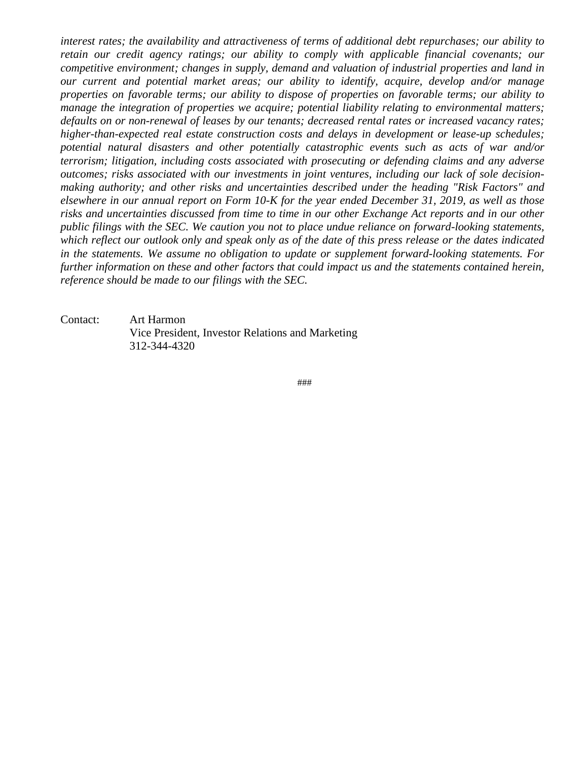*interest rates; the availability and attractiveness of terms of additional debt repurchases; our ability to retain our credit agency ratings; our ability to comply with applicable financial covenants; our competitive environment; changes in supply, demand and valuation of industrial properties and land in our current and potential market areas; our ability to identify, acquire, develop and/or manage properties on favorable terms; our ability to dispose of properties on favorable terms; our ability to manage the integration of properties we acquire; potential liability relating to environmental matters; defaults on or non-renewal of leases by our tenants; decreased rental rates or increased vacancy rates; higher-than-expected real estate construction costs and delays in development or lease-up schedules; potential natural disasters and other potentially catastrophic events such as acts of war and/or terrorism; litigation, including costs associated with prosecuting or defending claims and any adverse outcomes; risks associated with our investments in joint ventures, including our lack of sole decision-making authority; and other risks and uncertainties described under the heading "Risk Factors" and elsewhere in our annual report on Form 10-K for the year ended December 31, 2019, as well as those risks and uncertainties discussed from time to time in our other Exchange Act reports and in our other public filings with the SEC. We caution you not to place undue reliance on forward-looking statements, which reflect our outlook only and speak only as of the date of this press release or the dates indicated in the statements. We assume no obligation to update or supplement forward-looking statements. For further information on these and other factors that could impact us and the statements contained herein, reference should be made to our filings with the SEC.*

Contact: Art Harmon
Vice President, Investor Relations and Marketing
312-344-4320

###